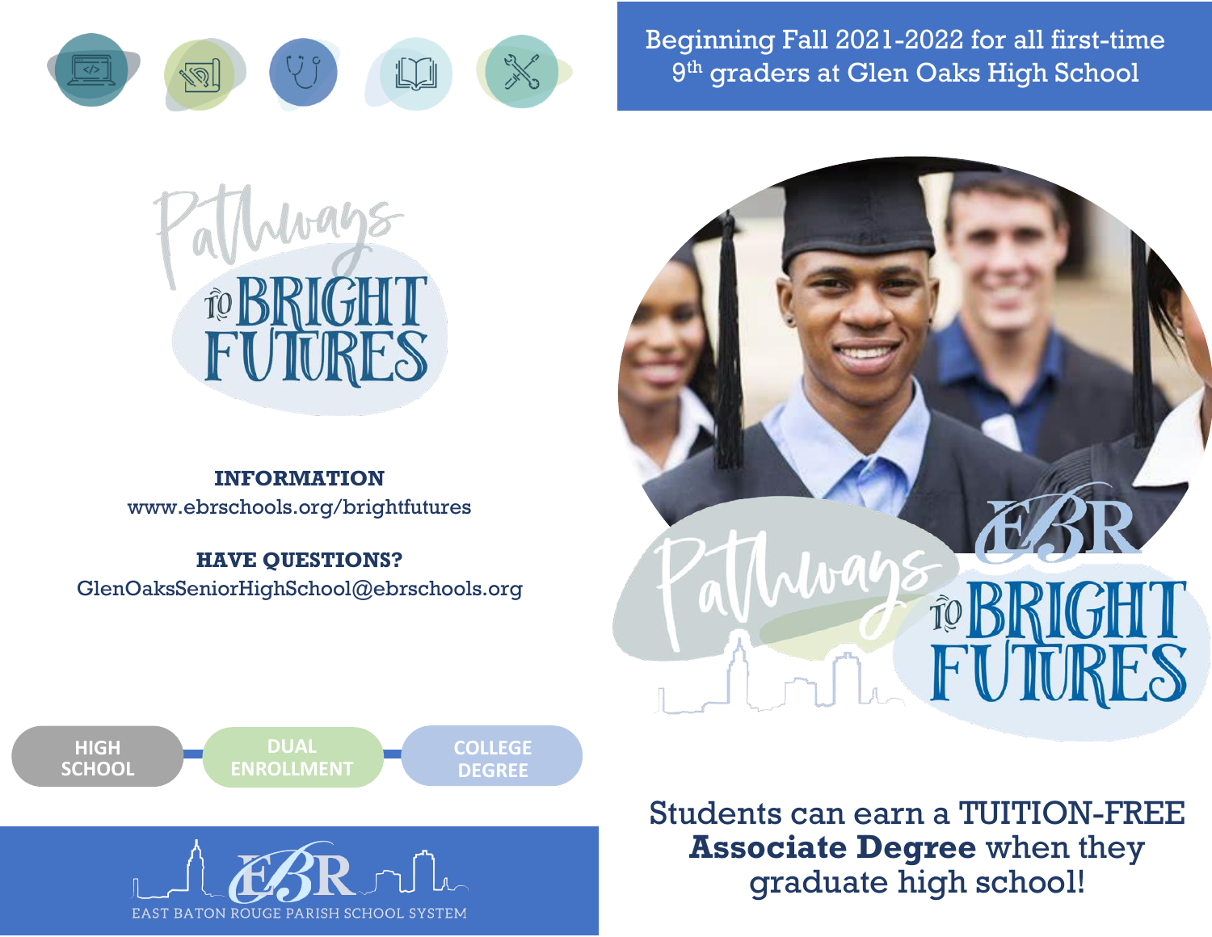# Pathways to BRIGHT FUTURES

**INFORMATION**

www.ebrschools.org/brightfutures

**HAVE QUESTIONS?**

GlenOaksSeniorHighSchool@ebrschools.org

HIGH SCHOOL — DUAL ENROLLMENT — COLLEGE DEGREE

EBR

EAST BATON ROUGE PARISH SCHOOL SYSTEM

Beginning Fall 2021-2022 for all first-time 9th graders at Glen Oaks High School

EBR Pathways to BRIGHT FUTURES

Students can earn a TUITION-FREE **Associate Degree** when they graduate high school!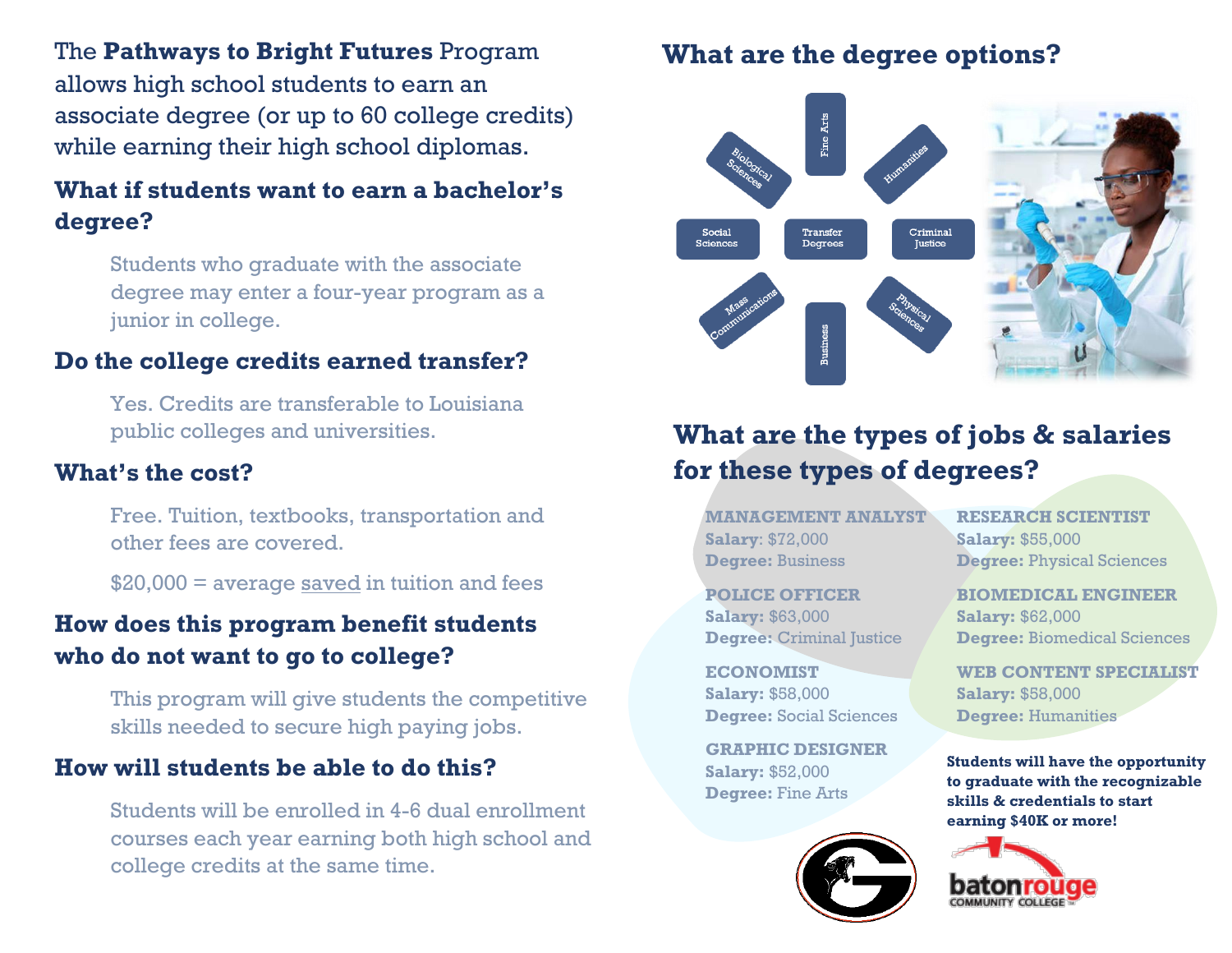The **Pathways to Bright Futures** Program allows high school students to earn an associate degree (or up to 60 college credits) while earning their high school diplomas.

## What if students want to earn a bachelor's degree?

Students who graduate with the associate degree may enter a four-year program as a junior in college.

## Do the college credits earned transfer?

Yes. Credits are transferable to Louisiana public colleges and universities.

## What's the cost?

Free. Tuition, textbooks, transportation and other fees are covered.

$20,000 = average saved in tuition and fees

## How does this program benefit students who do not want to go to college?

This program will give students the competitive skills needed to secure high paying jobs.

## How will students be able to do this?

Students will be enrolled in 4-6 dual enrollment courses each year earning both high school and college credits at the same time.

## What are the degree options?

Transfer Degrees

Fine Arts

Humanities

Criminal Justice

Physical Sciences

Business

Mass Communications

Social Sciences

Biological Sciences

## What are the types of jobs & salaries for these types of degrees?

**MANAGEMENT ANALYST**
**Salary:** $72,000
**Degree:** Business

**POLICE OFFICER**
**Salary:** $63,000
**Degree:** Criminal Justice

**ECONOMIST**
**Salary:** $58,000
**Degree:** Social Sciences

**GRAPHIC DESIGNER**
**Salary:** $52,000
**Degree:** Fine Arts

**RESEARCH SCIENTIST**
**Salary:** $55,000
**Degree:** Physical Sciences

**BIOMEDICAL ENGINEER**
**Salary:** $62,000
**Degree:** Biomedical Sciences

**WEB CONTENT SPECIALIST**
**Salary:** $58,000
**Degree:** Humanities

**Students will have the opportunity to graduate with the recognizable skills & credentials to start earning $40K or more!**

batonrouge COMMUNITY COLLEGE